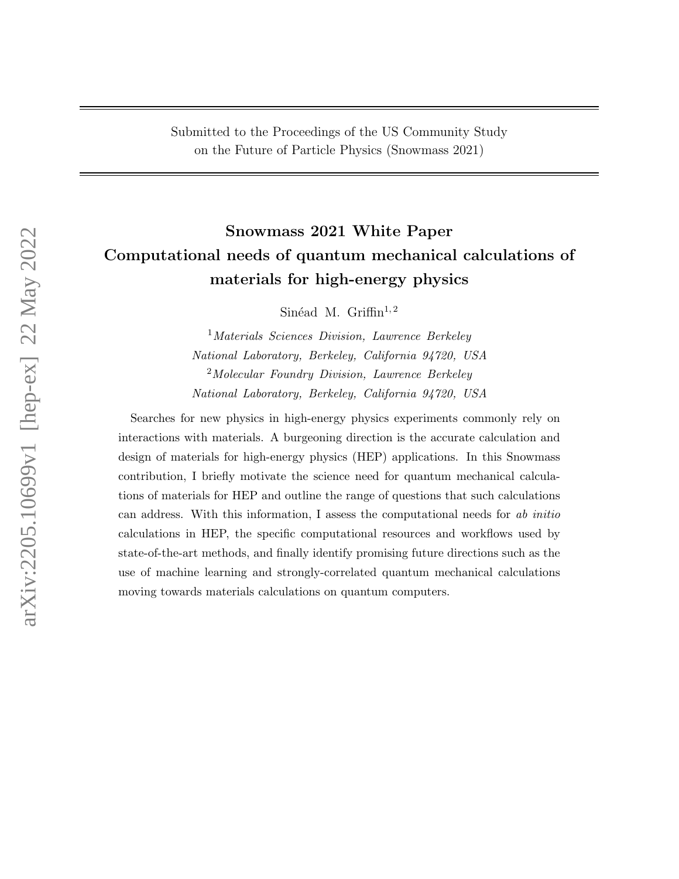Submitted to the Proceedings of the US Community Study
on the Future of Particle Physics (Snowmass 2021)

# Snowmass 2021 White Paper
# Computational needs of quantum mechanical calculations of materials for high-energy physics

Sinéad M. Griffin[1,2]

[1] *Materials Sciences Division, Lawrence Berkeley National Laboratory, Berkeley, California 94720, USA*

[2] *Molecular Foundry Division, Lawrence Berkeley National Laboratory, Berkeley, California 94720, USA*

Searches for new physics in high-energy physics experiments commonly rely on interactions with materials. A burgeoning direction is the accurate calculation and design of materials for high-energy physics (HEP) applications. In this Snowmass contribution, I briefly motivate the science need for quantum mechanical calculations of materials for HEP and outline the range of questions that such calculations can address. With this information, I assess the computational needs for *ab initio* calculations in HEP, the specific computational resources and workflows used by state-of-the-art methods, and finally identify promising future directions such as the use of machine learning and strongly-correlated quantum mechanical calculations moving towards materials calculations on quantum computers.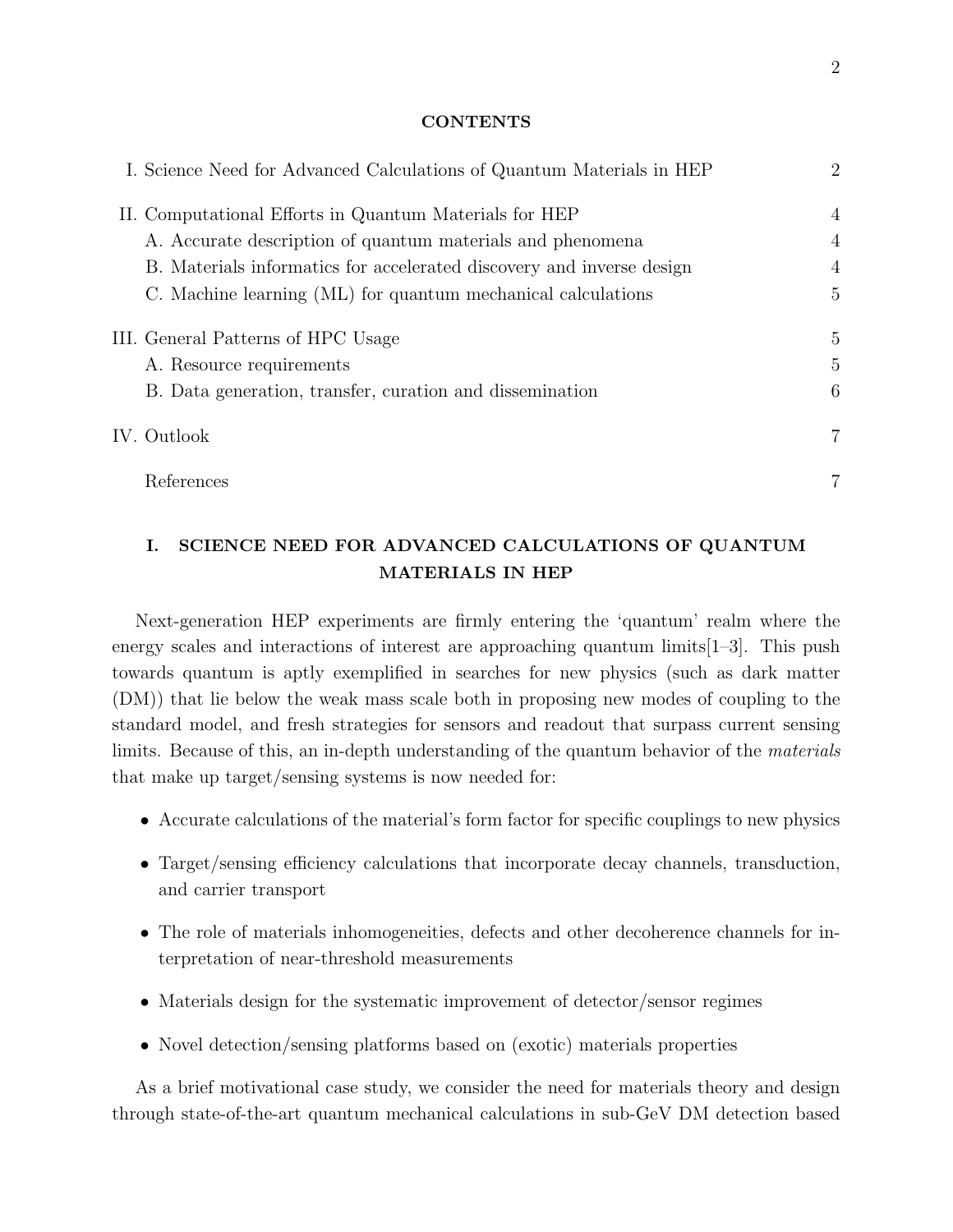## CONTENTS

| | | |
|---|---|---|
| I. | Science Need for Advanced Calculations of Quantum Materials in HEP | 2 |
| II. | Computational Efforts in Quantum Materials for HEP | 4 |
| | A. Accurate description of quantum materials and phenomena | 4 |
| | B. Materials informatics for accelerated discovery and inverse design | 4 |
| | C. Machine learning (ML) for quantum mechanical calculations | 5 |
| III. | General Patterns of HPC Usage | 5 |
| | A. Resource requirements | 5 |
| | B. Data generation, transfer, curation and dissemination | 6 |
| IV. | Outlook | 7 |
| | References | 7 |

## I. SCIENCE NEED FOR ADVANCED CALCULATIONS OF QUANTUM MATERIALS IN HEP

Next-generation HEP experiments are firmly entering the 'quantum' realm where the energy scales and interactions of interest are approaching quantum limits[1–3]. This push towards quantum is aptly exemplified in searches for new physics (such as dark matter (DM)) that lie below the weak mass scale both in proposing new modes of coupling to the standard model, and fresh strategies for sensors and readout that surpass current sensing limits. Because of this, an in-depth understanding of the quantum behavior of the *materials* that make up target/sensing systems is now needed for:

- Accurate calculations of the material's form factor for specific couplings to new physics
- Target/sensing efficiency calculations that incorporate decay channels, transduction, and carrier transport
- The role of materials inhomogeneities, defects and other decoherence channels for interpretation of near-threshold measurements
- Materials design for the systematic improvement of detector/sensor regimes
- Novel detection/sensing platforms based on (exotic) materials properties

As a brief motivational case study, we consider the need for materials theory and design through state-of-the-art quantum mechanical calculations in sub-GeV DM detection based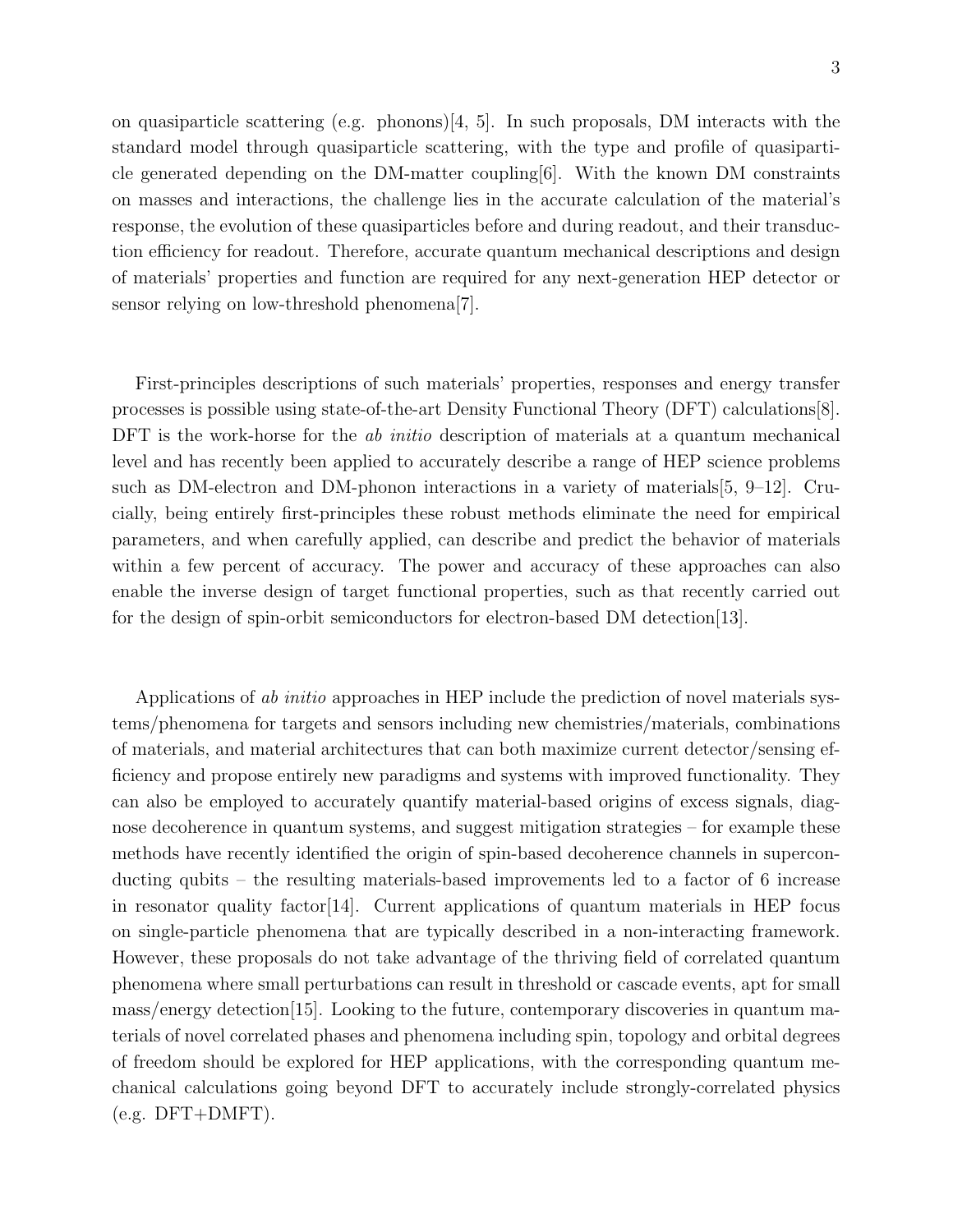on quasiparticle scattering (e.g. phonons)[4, 5]. In such proposals, DM interacts with the standard model through quasiparticle scattering, with the type and profile of quasiparticle generated depending on the DM-matter coupling[6]. With the known DM constraints on masses and interactions, the challenge lies in the accurate calculation of the material's response, the evolution of these quasiparticles before and during readout, and their transduction efficiency for readout. Therefore, accurate quantum mechanical descriptions and design of materials' properties and function are required for any next-generation HEP detector or sensor relying on low-threshold phenomena[7].

First-principles descriptions of such materials' properties, responses and energy transfer processes is possible using state-of-the-art Density Functional Theory (DFT) calculations[8]. DFT is the work-horse for the *ab initio* description of materials at a quantum mechanical level and has recently been applied to accurately describe a range of HEP science problems such as DM-electron and DM-phonon interactions in a variety of materials[5, 9–12]. Crucially, being entirely first-principles these robust methods eliminate the need for empirical parameters, and when carefully applied, can describe and predict the behavior of materials within a few percent of accuracy. The power and accuracy of these approaches can also enable the inverse design of target functional properties, such as that recently carried out for the design of spin-orbit semiconductors for electron-based DM detection[13].

Applications of *ab initio* approaches in HEP include the prediction of novel materials systems/phenomena for targets and sensors including new chemistries/materials, combinations of materials, and material architectures that can both maximize current detector/sensing efficiency and propose entirely new paradigms and systems with improved functionality. They can also be employed to accurately quantify material-based origins of excess signals, diagnose decoherence in quantum systems, and suggest mitigation strategies – for example these methods have recently identified the origin of spin-based decoherence channels in superconducting qubits – the resulting materials-based improvements led to a factor of 6 increase in resonator quality factor[14]. Current applications of quantum materials in HEP focus on single-particle phenomena that are typically described in a non-interacting framework. However, these proposals do not take advantage of the thriving field of correlated quantum phenomena where small perturbations can result in threshold or cascade events, apt for small mass/energy detection[15]. Looking to the future, contemporary discoveries in quantum materials of novel correlated phases and phenomena including spin, topology and orbital degrees of freedom should be explored for HEP applications, with the corresponding quantum mechanical calculations going beyond DFT to accurately include strongly-correlated physics (e.g. DFT+DMFT).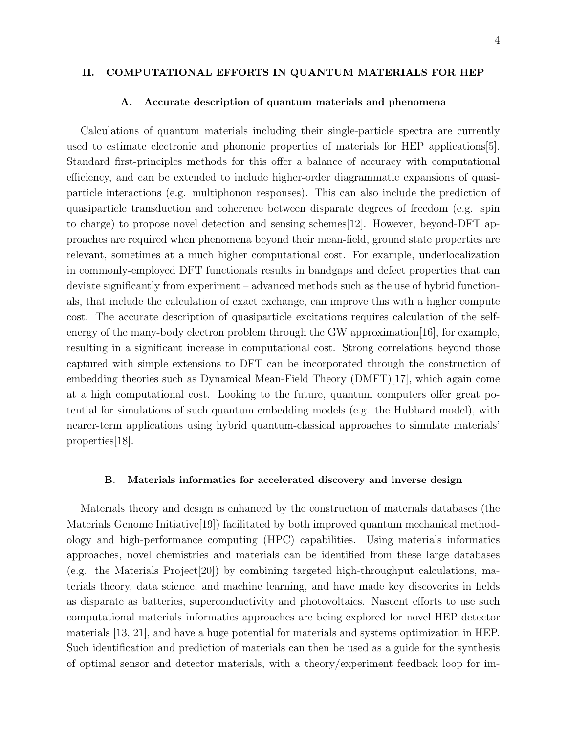## II. COMPUTATIONAL EFFORTS IN QUANTUM MATERIALS FOR HEP

### A. Accurate description of quantum materials and phenomena

Calculations of quantum materials including their single-particle spectra are currently used to estimate electronic and phononic properties of materials for HEP applications[5]. Standard first-principles methods for this offer a balance of accuracy with computational efficiency, and can be extended to include higher-order diagrammatic expansions of quasiparticle interactions (e.g. multiphonon responses). This can also include the prediction of quasiparticle transduction and coherence between disparate degrees of freedom (e.g. spin to charge) to propose novel detection and sensing schemes[12]. However, beyond-DFT approaches are required when phenomena beyond their mean-field, ground state properties are relevant, sometimes at a much higher computational cost. For example, underlocalization in commonly-employed DFT functionals results in bandgaps and defect properties that can deviate significantly from experiment – advanced methods such as the use of hybrid functionals, that include the calculation of exact exchange, can improve this with a higher compute cost. The accurate description of quasiparticle excitations requires calculation of the self-energy of the many-body electron problem through the GW approximation[16], for example, resulting in a significant increase in computational cost. Strong correlations beyond those captured with simple extensions to DFT can be incorporated through the construction of embedding theories such as Dynamical Mean-Field Theory (DMFT)[17], which again come at a high computational cost. Looking to the future, quantum computers offer great potential for simulations of such quantum embedding models (e.g. the Hubbard model), with nearer-term applications using hybrid quantum-classical approaches to simulate materials' properties[18].

### B. Materials informatics for accelerated discovery and inverse design

Materials theory and design is enhanced by the construction of materials databases (the Materials Genome Initiative[19]) facilitated by both improved quantum mechanical methodology and high-performance computing (HPC) capabilities. Using materials informatics approaches, novel chemistries and materials can be identified from these large databases (e.g. the Materials Project[20]) by combining targeted high-throughput calculations, materials theory, data science, and machine learning, and have made key discoveries in fields as disparate as batteries, superconductivity and photovoltaics. Nascent efforts to use such computational materials informatics approaches are being explored for novel HEP detector materials [13, 21], and have a huge potential for materials and systems optimization in HEP. Such identification and prediction of materials can then be used as a guide for the synthesis of optimal sensor and detector materials, with a theory/experiment feedback loop for im-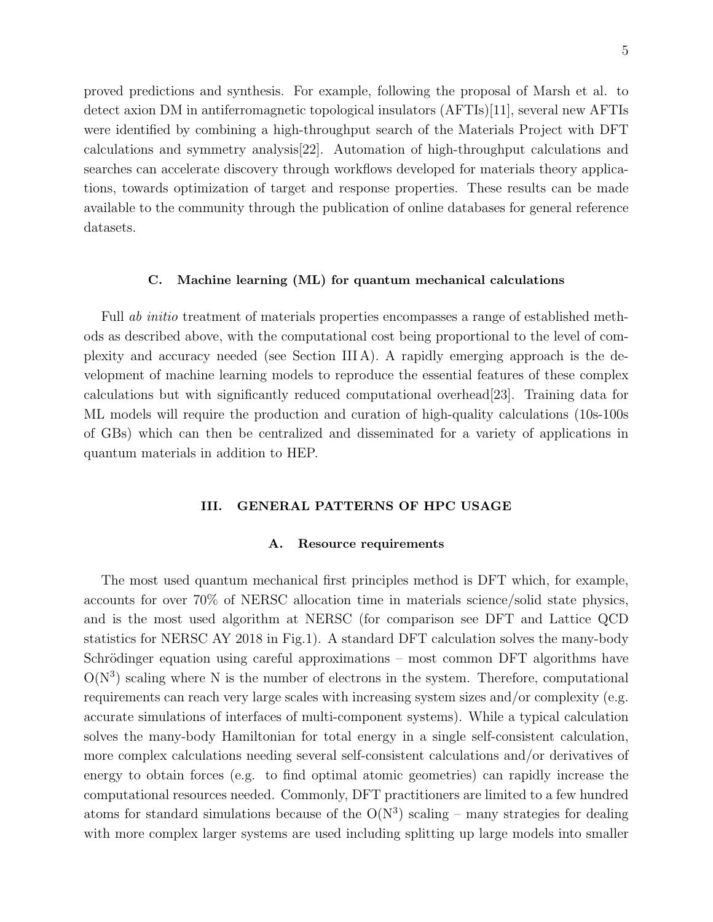proved predictions and synthesis. For example, following the proposal of Marsh et al. to detect axion DM in antiferromagnetic topological insulators (AFTIs)[11], several new AFTIs were identified by combining a high-throughput search of the Materials Project with DFT calculations and symmetry analysis[22]. Automation of high-throughput calculations and searches can accelerate discovery through workflows developed for materials theory applications, towards optimization of target and response properties. These results can be made available to the community through the publication of online databases for general reference datasets.

### C. Machine learning (ML) for quantum mechanical calculations

Full *ab initio* treatment of materials properties encompasses a range of established methods as described above, with the computational cost being proportional to the level of complexity and accuracy needed (see Section III A). A rapidly emerging approach is the development of machine learning models to reproduce the essential features of these complex calculations but with significantly reduced computational overhead[23]. Training data for ML models will require the production and curation of high-quality calculations (10s-100s of GBs) which can then be centralized and disseminated for a variety of applications in quantum materials in addition to HEP.

## III. GENERAL PATTERNS OF HPC USAGE

### A. Resource requirements

The most used quantum mechanical first principles method is DFT which, for example, accounts for over 70% of NERSC allocation time in materials science/solid state physics, and is the most used algorithm at NERSC (for comparison see DFT and Lattice QCD statistics for NERSC AY 2018 in Fig.1). A standard DFT calculation solves the many-body Schrödinger equation using careful approximations – most common DFT algorithms have $O(N^3)$ scaling where N is the number of electrons in the system. Therefore, computational requirements can reach very large scales with increasing system sizes and/or complexity (e.g. accurate simulations of interfaces of multi-component systems). While a typical calculation solves the many-body Hamiltonian for total energy in a single self-consistent calculation, more complex calculations needing several self-consistent calculations and/or derivatives of energy to obtain forces (e.g. to find optimal atomic geometries) can rapidly increase the computational resources needed. Commonly, DFT practitioners are limited to a few hundred atoms for standard simulations because of the $O(N^3)$ scaling – many strategies for dealing with more complex larger systems are used including splitting up large models into smaller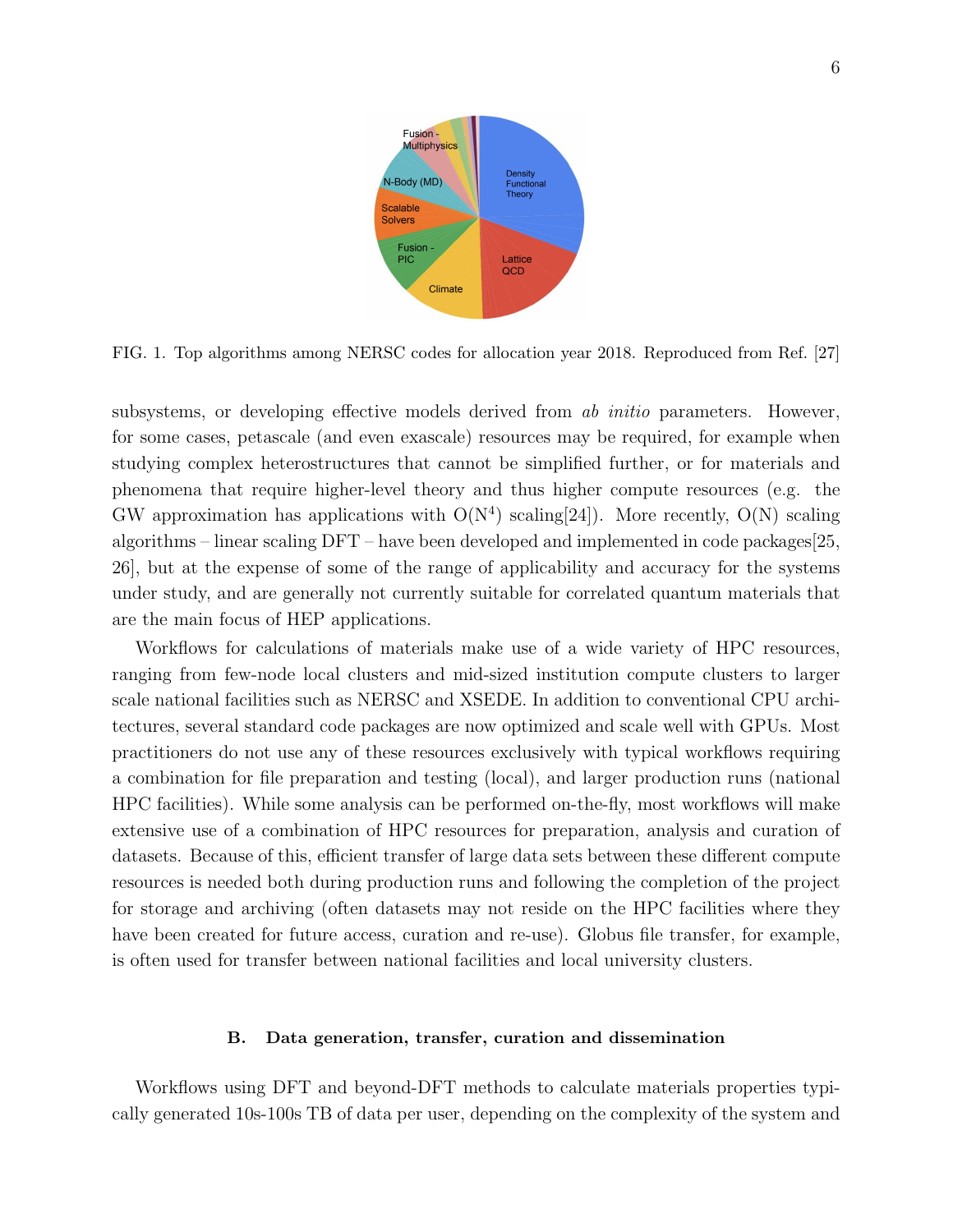FIG. 1. Top algorithms among NERSC codes for allocation year 2018. Reproduced from Ref. [27]

subsystems, or developing effective models derived from *ab initio* parameters. However, for some cases, petascale (and even exascale) resources may be required, for example when studying complex heterostructures that cannot be simplified further, or for materials and phenomena that require higher-level theory and thus higher compute resources (e.g. the GW approximation has applications with $O(N^4)$ scaling[24]). More recently, $O(N)$ scaling algorithms – linear scaling DFT – have been developed and implemented in code packages[25, 26], but at the expense of some of the range of applicability and accuracy for the systems under study, and are generally not currently suitable for correlated quantum materials that are the main focus of HEP applications.

Workflows for calculations of materials make use of a wide variety of HPC resources, ranging from few-node local clusters and mid-sized institution compute clusters to larger scale national facilities such as NERSC and XSEDE. In addition to conventional CPU architectures, several standard code packages are now optimized and scale well with GPUs. Most practitioners do not use any of these resources exclusively with typical workflows requiring a combination for file preparation and testing (local), and larger production runs (national HPC facilities). While some analysis can be performed on-the-fly, most workflows will make extensive use of a combination of HPC resources for preparation, analysis and curation of datasets. Because of this, efficient transfer of large data sets between these different compute resources is needed both during production runs and following the completion of the project for storage and archiving (often datasets may not reside on the HPC facilities where they have been created for future access, curation and re-use). Globus file transfer, for example, is often used for transfer between national facilities and local university clusters.

### B. Data generation, transfer, curation and dissemination

Workflows using DFT and beyond-DFT methods to calculate materials properties typically generated 10s-100s TB of data per user, depending on the complexity of the system and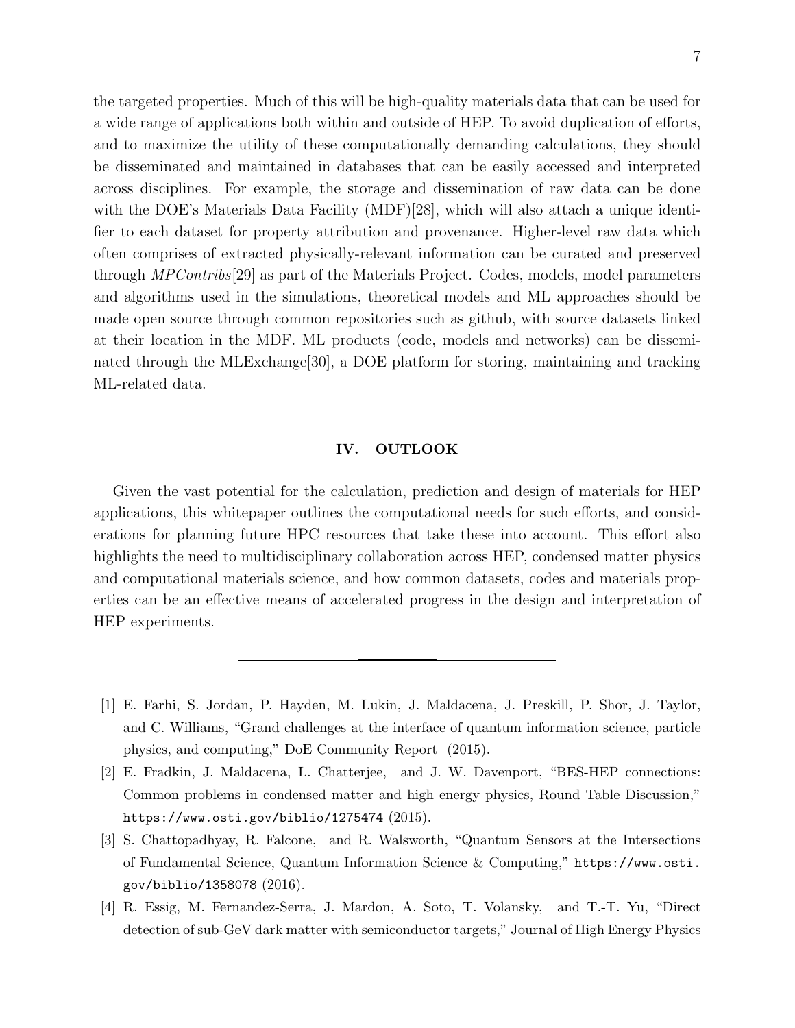the targeted properties. Much of this will be high-quality materials data that can be used for a wide range of applications both within and outside of HEP. To avoid duplication of efforts, and to maximize the utility of these computationally demanding calculations, they should be disseminated and maintained in databases that can be easily accessed and interpreted across disciplines. For example, the storage and dissemination of raw data can be done with the DOE's Materials Data Facility (MDF)[28], which will also attach a unique identifier to each dataset for property attribution and provenance. Higher-level raw data which often comprises of extracted physically-relevant information can be curated and preserved through *MPContribs*[29] as part of the Materials Project. Codes, models, model parameters and algorithms used in the simulations, theoretical models and ML approaches should be made open source through common repositories such as github, with source datasets linked at their location in the MDF. ML products (code, models and networks) can be disseminated through the MLExchange[30], a DOE platform for storing, maintaining and tracking ML-related data.

## IV. OUTLOOK

Given the vast potential for the calculation, prediction and design of materials for HEP applications, this whitepaper outlines the computational needs for such efforts, and considerations for planning future HPC resources that take these into account. This effort also highlights the need to multidisciplinary collaboration across HEP, condensed matter physics and computational materials science, and how common datasets, codes and materials properties can be an effective means of accelerated progress in the design and interpretation of HEP experiments.

---

[1] E. Farhi, S. Jordan, P. Hayden, M. Lukin, J. Maldacena, J. Preskill, P. Shor, J. Taylor, and C. Williams, "Grand challenges at the interface of quantum information science, particle physics, and computing," DoE Community Report (2015).

[2] E. Fradkin, J. Maldacena, L. Chatterjee, and J. W. Davenport, "BES-HEP connections: Common problems in condensed matter and high energy physics, Round Table Discussion," `https://www.osti.gov/biblio/1275474` (2015).

[3] S. Chattopadhyay, R. Falcone, and R. Walsworth, "Quantum Sensors at the Intersections of Fundamental Science, Quantum Information Science & Computing," `https://www.osti.gov/biblio/1358078` (2016).

[4] R. Essig, M. Fernandez-Serra, J. Mardon, A. Soto, T. Volansky, and T.-T. Yu, "Direct detection of sub-GeV dark matter with semiconductor targets," Journal of High Energy Physics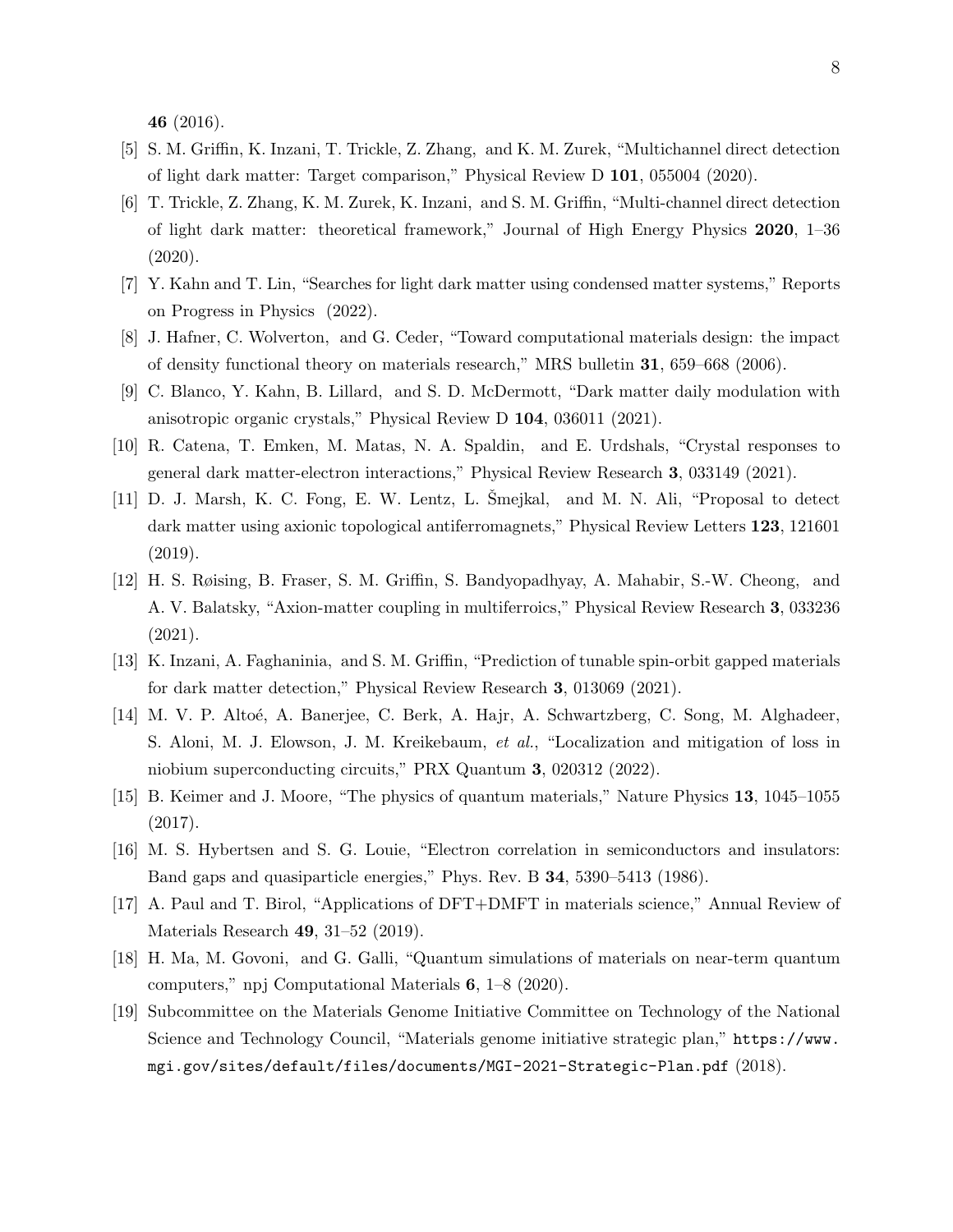**46** (2016).

[5] S. M. Griffin, K. Inzani, T. Trickle, Z. Zhang, and K. M. Zurek, "Multichannel direct detection of light dark matter: Target comparison," Physical Review D **101**, 055004 (2020).

[6] T. Trickle, Z. Zhang, K. M. Zurek, K. Inzani, and S. M. Griffin, "Multi-channel direct detection of light dark matter: theoretical framework," Journal of High Energy Physics **2020**, 1–36 (2020).

[7] Y. Kahn and T. Lin, "Searches for light dark matter using condensed matter systems," Reports on Progress in Physics (2022).

[8] J. Hafner, C. Wolverton, and G. Ceder, "Toward computational materials design: the impact of density functional theory on materials research," MRS bulletin **31**, 659–668 (2006).

[9] C. Blanco, Y. Kahn, B. Lillard, and S. D. McDermott, "Dark matter daily modulation with anisotropic organic crystals," Physical Review D **104**, 036011 (2021).

[10] R. Catena, T. Emken, M. Matas, N. A. Spaldin, and E. Urdshals, "Crystal responses to general dark matter-electron interactions," Physical Review Research **3**, 033149 (2021).

[11] D. J. Marsh, K. C. Fong, E. W. Lentz, L. Šmejkal, and M. N. Ali, "Proposal to detect dark matter using axionic topological antiferromagnets," Physical Review Letters **123**, 121601 (2019).

[12] H. S. Røising, B. Fraser, S. M. Griffin, S. Bandyopadhyay, A. Mahabir, S.-W. Cheong, and A. V. Balatsky, "Axion-matter coupling in multiferroics," Physical Review Research **3**, 033236 (2021).

[13] K. Inzani, A. Faghaninia, and S. M. Griffin, "Prediction of tunable spin-orbit gapped materials for dark matter detection," Physical Review Research **3**, 013069 (2021).

[14] M. V. P. Altoé, A. Banerjee, C. Berk, A. Hajr, A. Schwartzberg, C. Song, M. Alghadeer, S. Aloni, M. J. Elowson, J. M. Kreikebaum, *et al.*, "Localization and mitigation of loss in niobium superconducting circuits," PRX Quantum **3**, 020312 (2022).

[15] B. Keimer and J. Moore, "The physics of quantum materials," Nature Physics **13**, 1045–1055 (2017).

[16] M. S. Hybertsen and S. G. Louie, "Electron correlation in semiconductors and insulators: Band gaps and quasiparticle energies," Phys. Rev. B **34**, 5390–5413 (1986).

[17] A. Paul and T. Birol, "Applications of DFT+DMFT in materials science," Annual Review of Materials Research **49**, 31–52 (2019).

[18] H. Ma, M. Govoni, and G. Galli, "Quantum simulations of materials on near-term quantum computers," npj Computational Materials **6**, 1–8 (2020).

[19] Subcommittee on the Materials Genome Initiative Committee on Technology of the National Science and Technology Council, "Materials genome initiative strategic plan," `https://www.mgi.gov/sites/default/files/documents/MGI-2021-Strategic-Plan.pdf` (2018).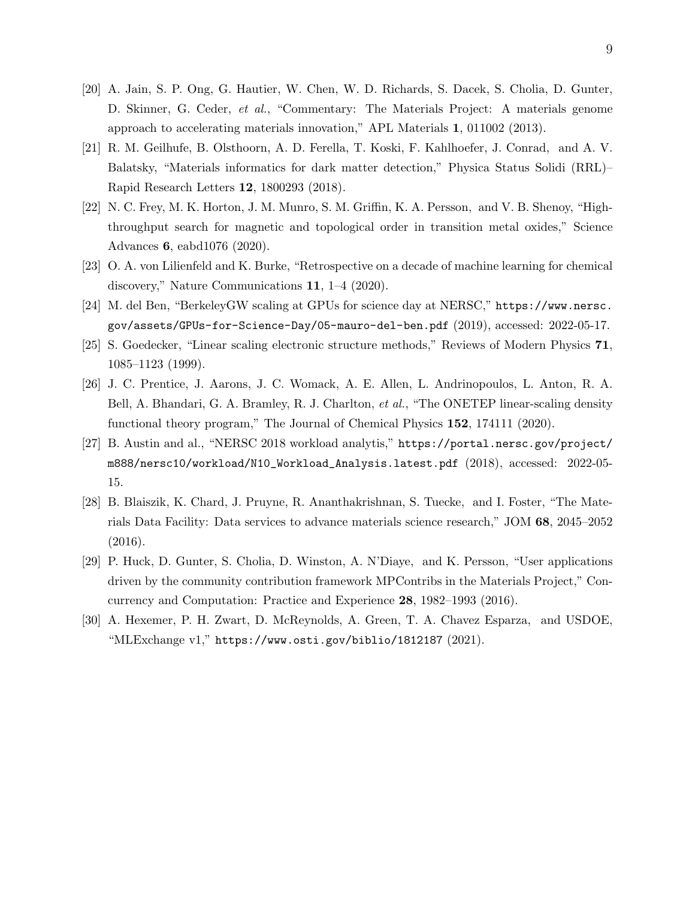[20] A. Jain, S. P. Ong, G. Hautier, W. Chen, W. D. Richards, S. Dacek, S. Cholia, D. Gunter, D. Skinner, G. Ceder, *et al.*, "Commentary: The Materials Project: A materials genome approach to accelerating materials innovation," APL Materials **1**, 011002 (2013).

[21] R. M. Geilhufe, B. Olsthoorn, A. D. Ferella, T. Koski, F. Kahlhoefer, J. Conrad, and A. V. Balatsky, "Materials informatics for dark matter detection," Physica Status Solidi (RRL)–Rapid Research Letters **12**, 1800293 (2018).

[22] N. C. Frey, M. K. Horton, J. M. Munro, S. M. Griffin, K. A. Persson, and V. B. Shenoy, "High-throughput search for magnetic and topological order in transition metal oxides," Science Advances **6**, eabd1076 (2020).

[23] O. A. von Lilienfeld and K. Burke, "Retrospective on a decade of machine learning for chemical discovery," Nature Communications **11**, 1–4 (2020).

[24] M. del Ben, "BerkeleyGW scaling at GPUs for science day at NERSC," `https://www.nersc.gov/assets/GPUs-for-Science-Day/05-mauro-del-ben.pdf` (2019), accessed: 2022-05-17.

[25] S. Goedecker, "Linear scaling electronic structure methods," Reviews of Modern Physics **71**, 1085–1123 (1999).

[26] J. C. Prentice, J. Aarons, J. C. Womack, A. E. Allen, L. Andrinopoulos, L. Anton, R. A. Bell, A. Bhandari, G. A. Bramley, R. J. Charlton, *et al.*, "The ONETEP linear-scaling density functional theory program," The Journal of Chemical Physics **152**, 174111 (2020).

[27] B. Austin and al., "NERSC 2018 workload analytis," `https://portal.nersc.gov/project/m888/nersc10/workload/N10_Workload_Analysis.latest.pdf` (2018), accessed: 2022-05-15.

[28] B. Blaiszik, K. Chard, J. Pruyne, R. Ananthakrishnan, S. Tuecke, and I. Foster, "The Materials Data Facility: Data services to advance materials science research," JOM **68**, 2045–2052 (2016).

[29] P. Huck, D. Gunter, S. Cholia, D. Winston, A. N'Diaye, and K. Persson, "User applications driven by the community contribution framework MPContribs in the Materials Project," Concurrency and Computation: Practice and Experience **28**, 1982–1993 (2016).

[30] A. Hexemer, P. H. Zwart, D. McReynolds, A. Green, T. A. Chavez Esparza, and USDOE, "MLExchange v1," `https://www.osti.gov/biblio/1812187` (2021).